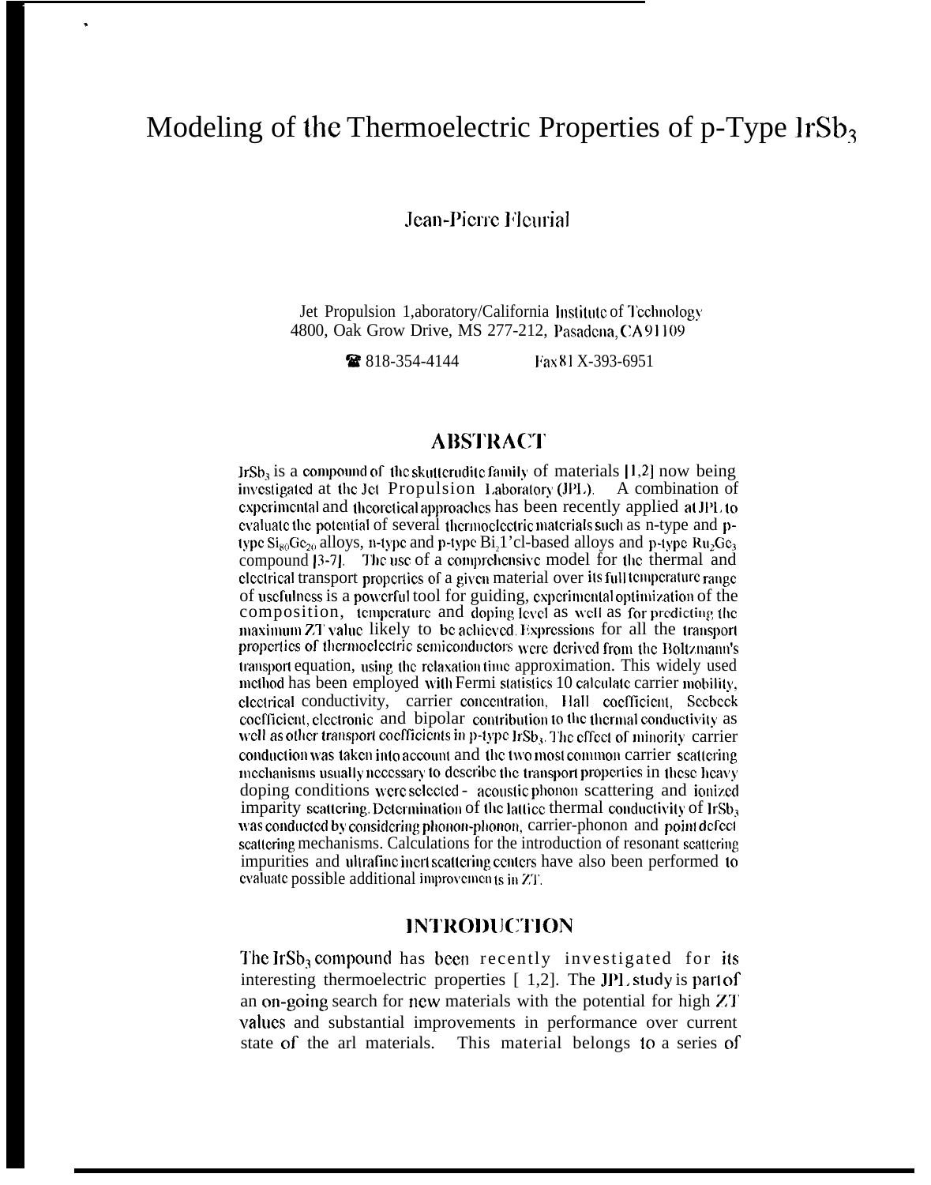# Modeling of the Thermoelectric Properties of p-Type $IrSb_3$

Jean-Pierre Fleurial

Jet Propulsion Laboratory/California Institute of Technology
4800, Oak Grove Drive, MS 277-212, Pasadena, CA 91109

☎ 818-354-4144 Fax 818-393-6951

## ABSTRACT

$IrSb_3$ is a compound of the skutterudite family of materials [1,2] now being investigated at the Jet Propulsion Laboratory (JPL). A combination of experimental and theoretical approaches has been recently applied at JPL to evaluate the potential of several thermoelectric materials such as n-type and p-type $Si_{80}Ge_{20}$ alloys, n-type and p-type $Bi_2Te_3$-based alloys and p-type $Ru_2Ge_3$ compound [3-7]. The use of a comprehensive model for the thermal and electrical transport properties of a given material over its full temperature range of usefulness is a powerful tool for guiding experimental optimization of the composition, temperature and doping level as well as for predicting the maximum ZT value likely to be achieved. Expressions for all the transport properties of thermoelectric semiconductors were derived from the Boltzmann's transport equation, using the relaxation time approximation. This widely used method has been employed with Fermi statistics to calculate carrier mobility, electrical conductivity, carrier concentration, Hall coefficient, Seebeck coefficient, electronic and bipolar contribution to the thermal conductivity as well as other transport coefficients in p-type $IrSb_3$. The effect of minority carrier conduction was taken into account and the two most common carrier scattering mechanisms usually necessary to describe the transport properties in these heavy doping conditions were selected - acoustic phonon scattering and ionized impurity scattering. Determination of the lattice thermal conductivity of $IrSb_3$ was conducted by considering phonon-phonon, carrier-phonon and point defect scattering mechanisms. Calculations for the introduction of resonant scattering impurities and ultrafine inert scattering centers have also been performed to evaluate possible additional improvements in ZT.

## INTRODUCTION

The $IrSb_3$ compound has been recently investigated for its interesting thermoelectric properties [1,2]. The JPL study is part of an on-going search for new materials with the potential for high ZT values and substantial improvements in performance over current state of the art materials. This material belongs to a series of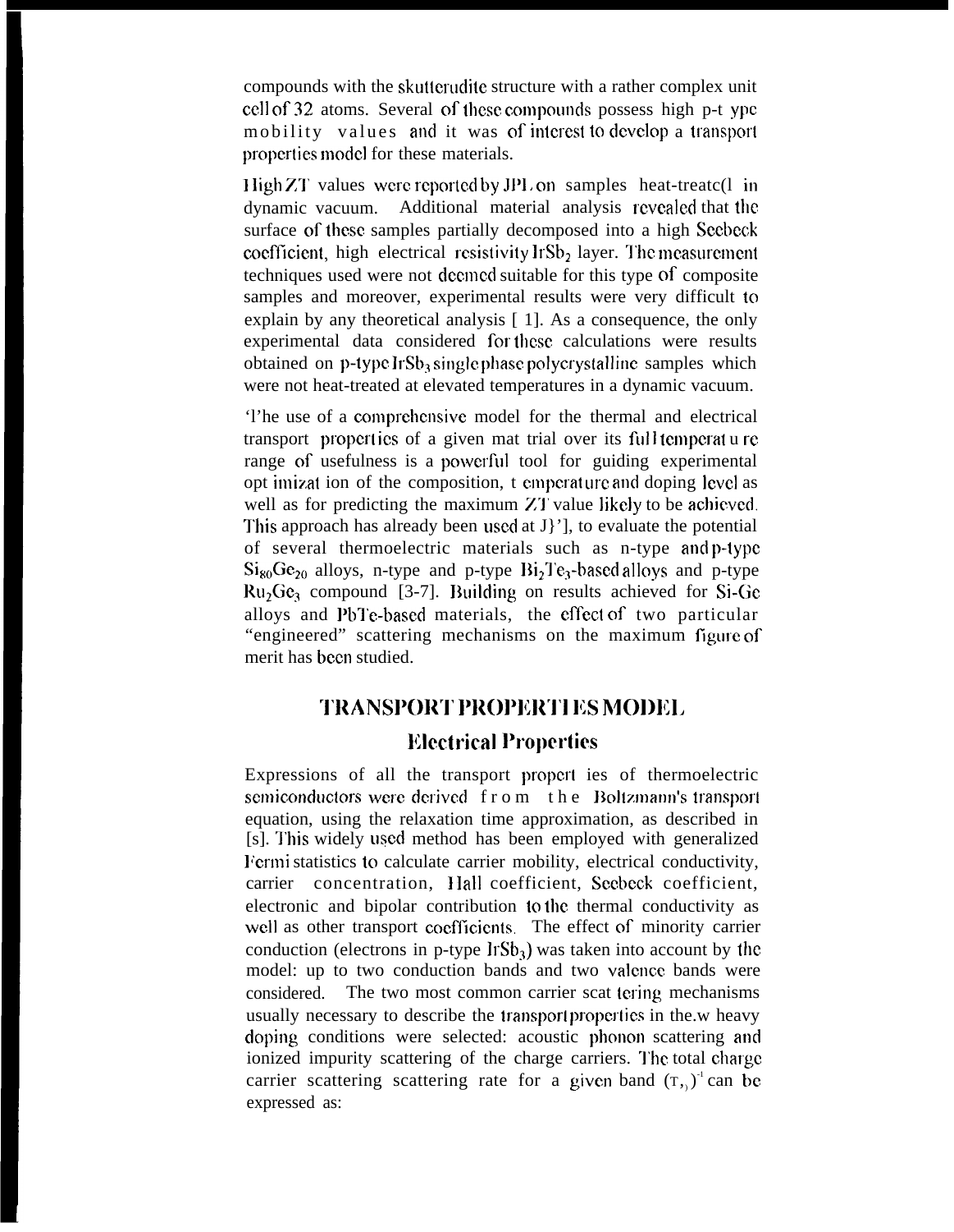compounds with the skutterudite structure with a rather complex unit cell of 32 atoms. Several of these compounds possess high p-type mobility values and it was of interest to develop a transport properties model for these materials.

High ZT values were reported by JPL on samples heat-treated in dynamic vacuum. Additional material analysis revealed that the surface of these samples partially decomposed into a high Seebeck coefficient, high electrical resistivity $IrSb_2$ layer. The measurement techniques used were not deemed suitable for this type of composite samples and moreover, experimental results were very difficult to explain by any theoretical analysis [ 1]. As a consequence, the only experimental data considered for these calculations were results obtained on p-type $IrSb_3$ single phase polycrystalline samples which were not heat-treated at elevated temperatures in a dynamic vacuum.

The use of a comprehensive model for the thermal and electrical transport properties of a given material over its full temperature range of usefulness is a powerful tool for guiding experimental optimization of the composition, temperature and doping level as well as for predicting the maximum ZT value likely to be achieved. This approach has already been used at JPL, to evaluate the potential of several thermoelectric materials such as n-type and p-type $Si_{80}Ge_{20}$ alloys, n-type and p-type $Bi_2Te_3$-based alloys and p-type $Ru_2Ge_3$ compound [3-7]. Building on results achieved for Si-Ge alloys and PbTe-based materials, the effect of two particular "engineered" scattering mechanisms on the maximum figure of merit has been studied.

## TRANSPORT PROPERTIES MODEL

### Electrical Properties

Expressions of all the transport properties of thermoelectric semiconductors were derived from the Boltzmann's transport equation, using the relaxation time approximation, as described in [s]. This widely used method has been employed with generalized Fermi statistics to calculate carrier mobility, electrical conductivity, carrier concentration, Hall coefficient, Seebeck coefficient, electronic and bipolar contribution to the thermal conductivity as well as other transport coefficients. The effect of minority carrier conduction (electrons in p-type $IrSb_3$) was taken into account by the model: up to two conduction bands and two valence bands were considered. The two most common carrier scattering mechanisms usually necessary to describe the transport properties in the.w heavy doping conditions were selected: acoustic phonon scattering and ionized impurity scattering of the charge carriers. The total charge carrier scattering scattering rate for a given band $(\tau_i)^{-1}$ can be expressed as: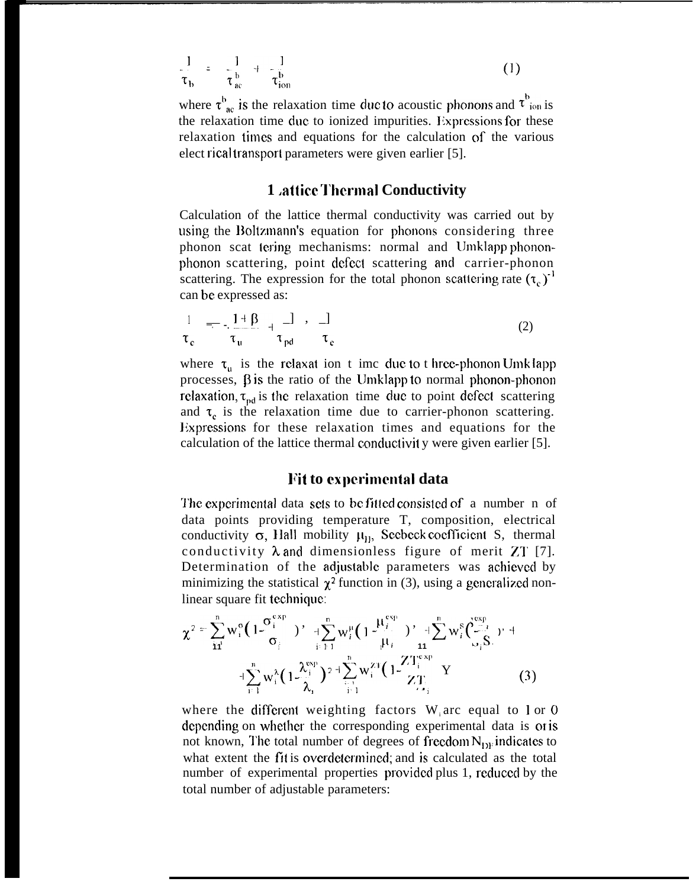$$\frac{1}{\tau_b} = \frac{1}{\tau^b_{ac}} + \frac{1}{\tau^b_{ion}} \tag{1}$$

where $\tau^b_{ac}$ is the relaxation time due to acoustic phonons and $\tau^b_{ion}$ is the relaxation time due to ionized impurities. Expressions for these relaxation times and equations for the calculation of the various electrical transport parameters were given earlier [5].

## Lattice Thermal Conductivity

Calculation of the lattice thermal conductivity was carried out by using the Boltzmann's equation for phonons considering three phonon scattering mechanisms: normal and Umklapp phonon-phonon scattering, point defect scattering and carrier-phonon scattering. The expression for the total phonon scattering rate $(\tau_c)^{-1}$ can be expressed as:

$$\frac{1}{\tau_c} = \frac{1+\beta}{\tau_u} + \frac{1}{\tau_{pd}} + \frac{1}{\tau_e} \tag{2}$$

where $\tau_u$ is the relaxation time due to three-phonon Umklapp processes, $\beta$ is the ratio of the Umklapp to normal phonon-phonon relaxation, $\tau_{pd}$ is the relaxation time due to point defect scattering and $\tau_e$ is the relaxation time due to carrier-phonon scattering. Expressions for these relaxation times and equations for the calculation of the lattice thermal conductivity were given earlier [5].

## Fit to experimental data

The experimental data sets to be fitted consisted of a number n of data points providing temperature T, composition, electrical conductivity $\sigma$, Hall mobility $\mu_H$, Seebeck coefficient S, thermal conductivity $\lambda$ and dimensionless figure of merit ZT [7]. Determination of the adjustable parameters was achieved by minimizing the statistical $\chi^2$ function in (3), using a generalized non-linear square fit technique:

$$\chi^2 = \sum_{i=1}^{n} w_i^{\sigma}\left(1-\frac{\sigma_i^{exp}}{\sigma_i}\right)^2 + \sum_{i=1}^{n} w_i^{\mu}\left(1-\frac{\mu_i^{exp}}{\mu_i}\right)^2 + \sum_{i=1}^{n} w_i^{S}\left(1-\frac{S_i^{exp}}{S_i}\right)^2 + \sum_{i=1}^{n} w_i^{\lambda}\left(1-\frac{\lambda_i^{exp}}{\lambda_i}\right)^2 + \sum_{i=1}^{n} w_i^{ZT}\left(1-\frac{ZT_i^{exp}}{ZT_i}\right)^2 \tag{3}$$

where the different weighting factors $W_i$ are equal to 1 or 0 depending on whether the corresponding experimental data is or is not known, The total number of degrees of freedom $N_{DF}$ indicates to what extent the fit is overdetermined; and is calculated as the total number of experimental properties provided plus 1, reduced by the total number of adjustable parameters: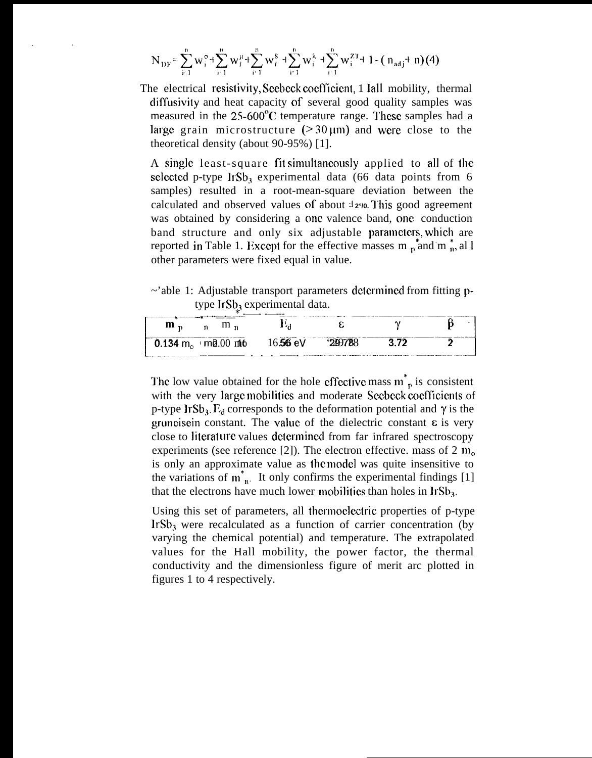$$N_{DF} = \sum_{i=1}^{n} w_i^{\sigma} + \sum_{i=1}^{n} w_i^{\mu} + \sum_{i=1}^{n} w_i^{S} + \sum_{i=1}^{n} w_i^{\lambda} + \sum_{i=1}^{n} w_i^{ZT} + 1 - (n_{adj} + n) \quad (4)$$

The electrical resistivity, Seebeck coefficient, Hall mobility, thermal diffusivity and heat capacity of several good quality samples was measured in the 25-600°C temperature range. These samples had a large grain microstructure (> 30 μm) and were close to the theoretical density (about 90-95%) [1].

A single least-square fit simultaneously applied to all of the selected p-type $IrSb_3$ experimental data (66 data points from 6 samples) resulted in a root-mean-square deviation between the calculated and observed values of about ±2%. This good agreement was obtained by considering a one valence band, one conduction band structure and only six adjustable parameters, which are reported in Table 1. Except for the effective masses $m_p^*$ and $m_n^*$, all other parameters were fixed equal in value.

Table 1: Adjustable transport parameters determined from fitting p-type $IrSb_3$ experimental data.

| $m_p^*$ | $m_n^*$ | $E_d$ | $\varepsilon$ | $\gamma$ | $\beta$ |
|---|---|---|---|---|---|
| 0.134 $m_o$ | 2.00 $m_o$ | 16.56 eV | 29.78 | 3.72 | 2 |

The low value obtained for the hole effective mass $m_p^*$ is consistent with the very large mobilities and moderate Seebeck coefficients of p-type $IrSb_3$. $E_d$ corresponds to the deformation potential and $\gamma$ is the gruneisein constant. The value of the dielectric constant $\varepsilon$ is very close to literature values determined from far infrared spectroscopy experiments (see reference [2]). The electron effective. mass of 2 $m_o$ is only an approximate value as the model was quite insensitive to the variations of $m_n^*$. It only confirms the experimental findings [1] that the electrons have much lower mobilities than holes in $IrSb_3$.

Using this set of parameters, all thermoelectric properties of p-type $IrSb_3$ were recalculated as a function of carrier concentration (by varying the chemical potential) and temperature. The extrapolated values for the Hall mobility, the power factor, the thermal conductivity and the dimensionless figure of merit are plotted in figures 1 to 4 respectively.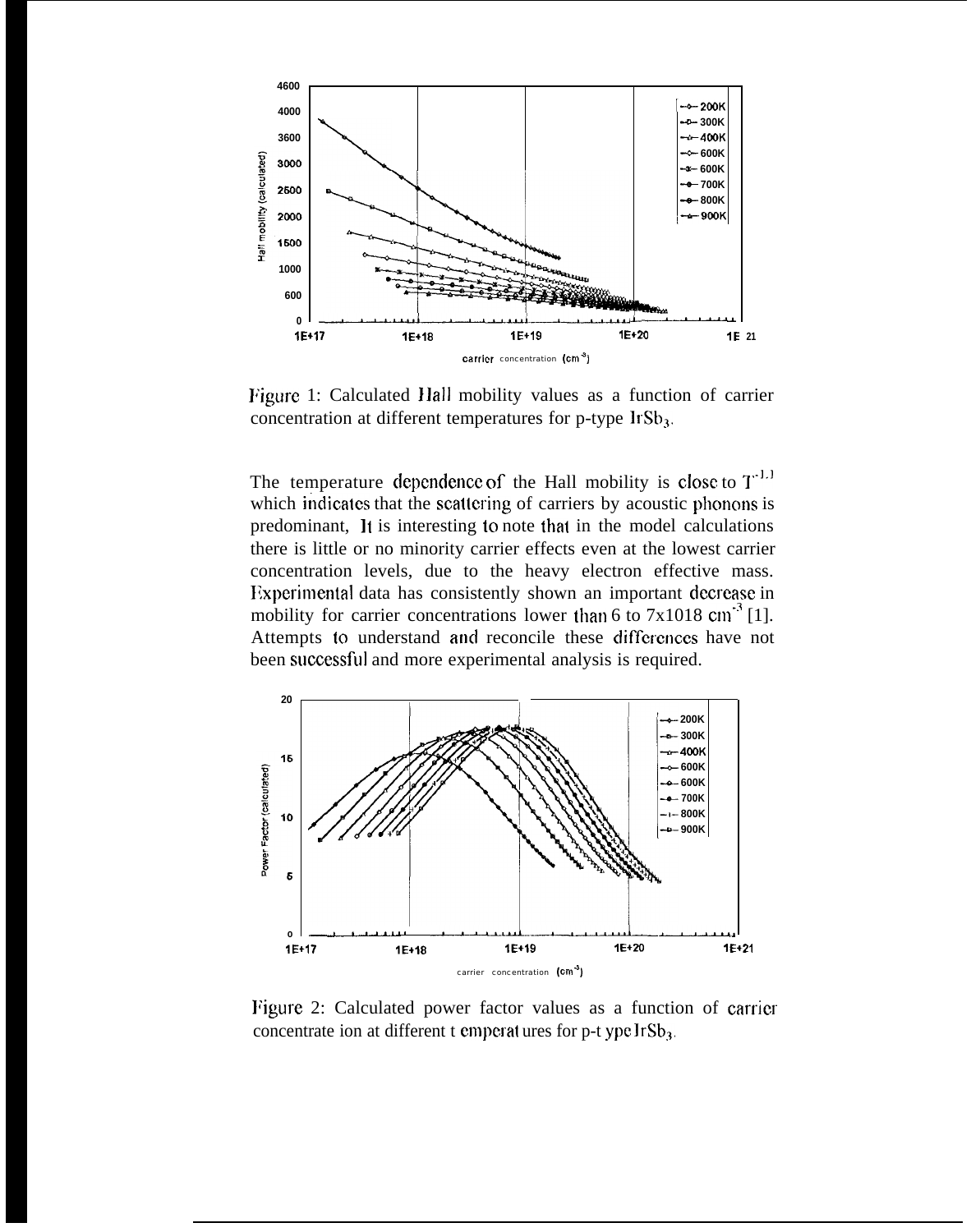Figure 1: Calculated Hall mobility values as a function of carrier concentration at different temperatures for p-type $IrSb_3$.

The temperature dependence of the Hall mobility is close to $T^{-1.1}$ which indicates that the scattering of carriers by acoustic phonons is predominant, It is interesting to note that in the model calculations there is little or no minority carrier effects even at the lowest carrier concentration levels, due to the heavy electron effective mass. Experimental data has consistently shown an important decrease in mobility for carrier concentrations lower than 6 to 7x1018 $cm^{-3}$ [1]. Attempts to understand and reconcile these differences have not been successful and more experimental analysis is required.

Figure 2: Calculated power factor values as a function of carrier concentrate ion at different t emperat ures for p-t ype $IrSb_3$.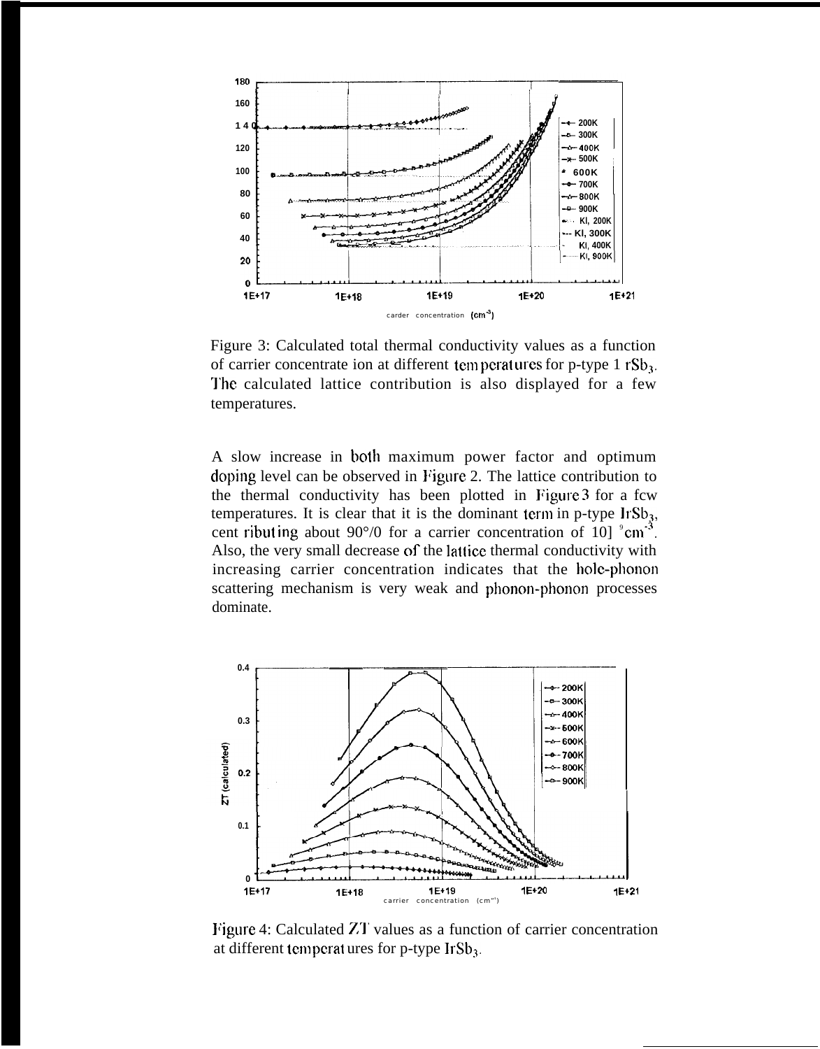Figure 3: Calculated total thermal conductivity values as a function of carrier concentrate ion at different temperatures for p-type 1 $rSb_3$. The calculated lattice contribution is also displayed for a few temperatures.

A slow increase in both maximum power factor and optimum doping level can be observed in Figure 2. The lattice contribution to the thermal conductivity has been plotted in Figure 3 for a fcw temperatures. It is clear that it is the dominant term in p-type $IrSb_3$, cent ributing about 90°/0 for a carrier concentration of 10] $^9$cm$^{-3}$. Also, the very small decrease of the lattice thermal conductivity with increasing carrier concentration indicates that the hole-phonon scattering mechanism is very weak and phonon-phonon processes dominate.

Figure 4: Calculated ZT values as a function of carrier concentration at different temperat ures for p-type $IrSb_3$.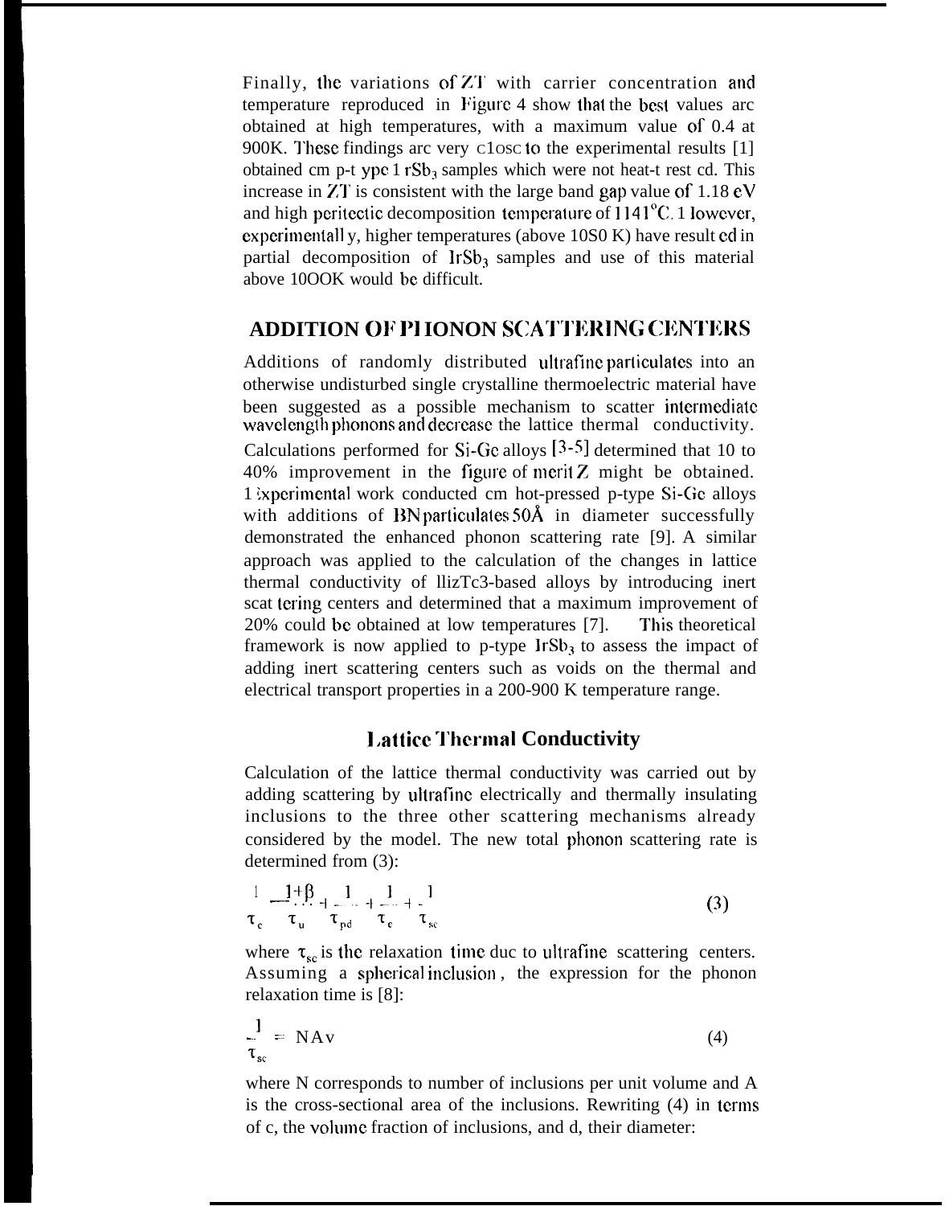Finally, the variations of ZT with carrier concentration and temperature reproduced in Figure 4 show that the best values are obtained at high temperatures, with a maximum value of 0.4 at 900K. These findings are very close to the experimental results [1] obtained on p-type $IrSb_3$ samples which were not heat-treated. This increase in ZT is consistent with the large band gap value of 1.18 eV and high peritectic decomposition temperature of 1141°C. However, experimentally, higher temperatures (above 1050 K) have resulted in partial decomposition of $IrSb_3$ samples and use of this material above 1000K would be difficult.

## ADDITION OF PHONON SCATTERING CENTERS

Additions of randomly distributed ultrafine particulates into an otherwise undisturbed single crystalline thermoelectric material have been suggested as a possible mechanism to scatter intermediate wavelength phonons and decrease the lattice thermal conductivity. Calculations performed for Si-Ge alloys [3-5] determined that 10 to 40% improvement in the figure of merit Z might be obtained. Experimental work conducted on hot-pressed p-type Si-Ge alloys with additions of BN particulates 50Å in diameter successfully demonstrated the enhanced phonon scattering rate [9]. A similar approach was applied to the calculation of the changes in lattice thermal conductivity of $Bi_2Te_3$-based alloys by introducing inert scattering centers and determined that a maximum improvement of 20% could be obtained at low temperatures [7]. This theoretical framework is now applied to p-type $IrSb_3$ to assess the impact of adding inert scattering centers such as voids on the thermal and electrical transport properties in a 200-900 K temperature range.

### Lattice Thermal Conductivity

Calculation of the lattice thermal conductivity was carried out by adding scattering by ultrafine electrically and thermally insulating inclusions to the three other scattering mechanisms already considered by the model. The new total phonon scattering rate is determined from (3):

$$\frac{1}{\tau_c} = \frac{1+\beta}{\tau_u} + \frac{1}{\tau_{pd}} + \frac{1}{\tau_e} + \frac{1}{\tau_{sc}} \tag{3}$$

where $\tau_{sc}$ is the relaxation time due to ultrafine scattering centers. Assuming a spherical inclusion, the expression for the phonon relaxation time is [8]:

$$\frac{1}{\tau_{sc}} = NAv \tag{4}$$

where N corresponds to number of inclusions per unit volume and A is the cross-sectional area of the inclusions. Rewriting (4) in terms of c, the volume fraction of inclusions, and d, their diameter: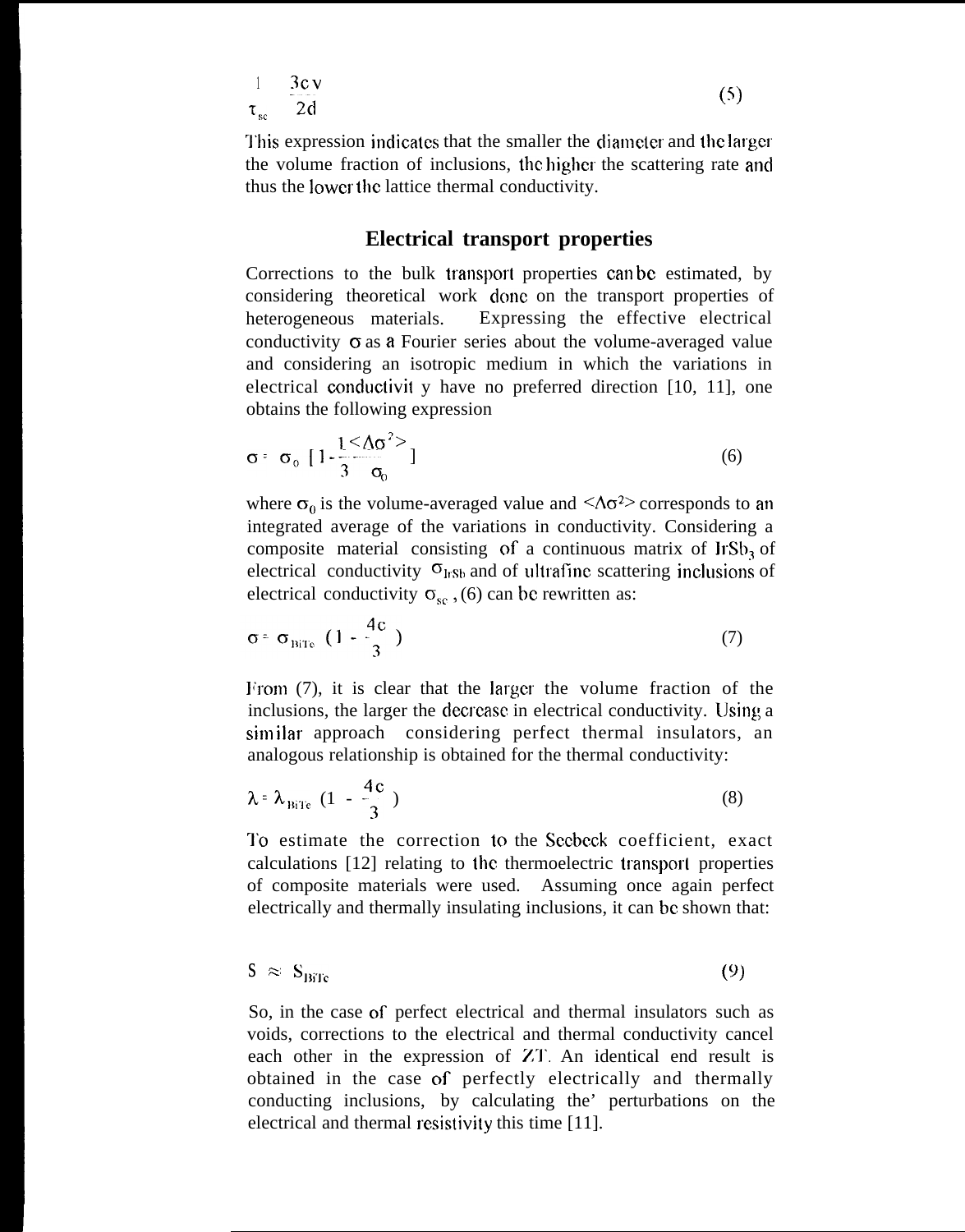$$\frac{1}{\tau_{sc}} = \frac{3cv}{2d} \quad (5)$$

This expression indicates that the smaller the diameter and the larger the volume fraction of inclusions, the higher the scattering rate and thus the lower the lattice thermal conductivity.

## Electrical transport properties

Corrections to the bulk transport properties can be estimated, by considering theoretical work done on the transport properties of heterogeneous materials. Expressing the effective electrical conductivity $\sigma$ as a Fourier series about the volume-averaged value and considering an isotropic medium in which the variations in electrical conductivity have no preferred direction [10, 11], one obtains the following expression

$$\sigma = \sigma_0 \left[1 - \frac{1}{3}\frac{<\Delta\sigma^2>}{\sigma_0}\right] \quad (6)$$

where $\sigma_0$ is the volume-averaged value and $<\Delta\sigma^2>$ corresponds to an integrated average of the variations in conductivity. Considering a composite material consisting of a continuous matrix of $IrSb_3$ of electrical conductivity $\sigma_{IrSb}$ and of ultrafine scattering inclusions of electrical conductivity $\sigma_{sc}$, (6) can be rewritten as:

$$\sigma = \sigma_{BiTe} \left(1 - \frac{4c}{3}\right) \quad (7)$$

From (7), it is clear that the larger the volume fraction of the inclusions, the larger the decrease in electrical conductivity. Using a similar approach considering perfect thermal insulators, an analogous relationship is obtained for the thermal conductivity:

$$\lambda = \lambda_{BiTe} \left(1 - \frac{4c}{3}\right) \quad (8)$$

To estimate the correction to the Seebeck coefficient, exact calculations [12] relating to the thermoelectric transport properties of composite materials were used. Assuming once again perfect electrically and thermally insulating inclusions, it can be shown that:

$$S \approx S_{BiTe} \quad (9)$$

So, in the case of perfect electrical and thermal insulators such as voids, corrections to the electrical and thermal conductivity cancel each other in the expression of ZT. An identical end result is obtained in the case of perfectly electrically and thermally conducting inclusions, by calculating the' perturbations on the electrical and thermal resistivity this time [11].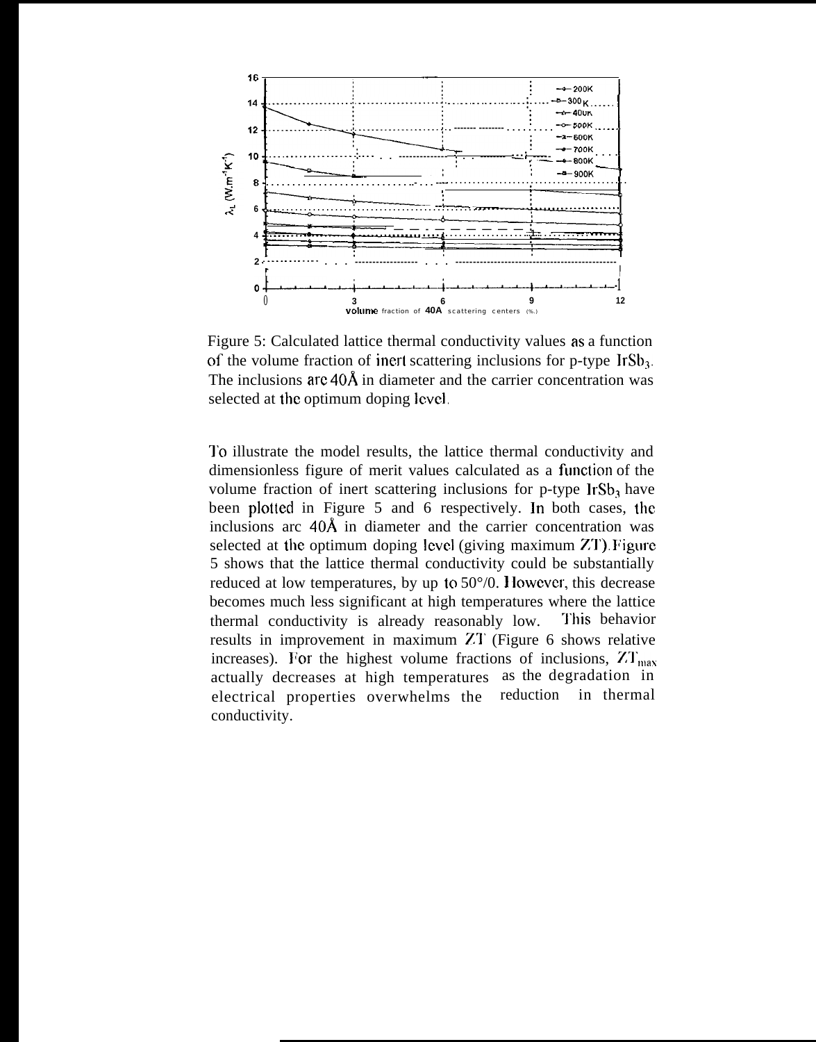Figure 5: Calculated lattice thermal conductivity values as a function of the volume fraction of inert scattering inclusions for p-type $IrSb_3$. The inclusions are 40Å in diameter and the carrier concentration was selected at the optimum doping level.

To illustrate the model results, the lattice thermal conductivity and dimensionless figure of merit values calculated as a function of the volume fraction of inert scattering inclusions for p-type $IrSb_3$ have been plotted in Figure 5 and 6 respectively. In both cases, the inclusions are 40Å in diameter and the carrier concentration was selected at the optimum doping level (giving maximum ZT). Figure 5 shows that the lattice thermal conductivity could be substantially reduced at low temperatures, by up to 50%. However, this decrease becomes much less significant at high temperatures where the lattice thermal conductivity is already reasonably low. This behavior results in improvement in maximum ZT (Figure 6 shows relative increases). For the highest volume fractions of inclusions, $ZT_{max}$ actually decreases at high temperatures as the degradation in electrical properties overwhelms the reduction in thermal conductivity.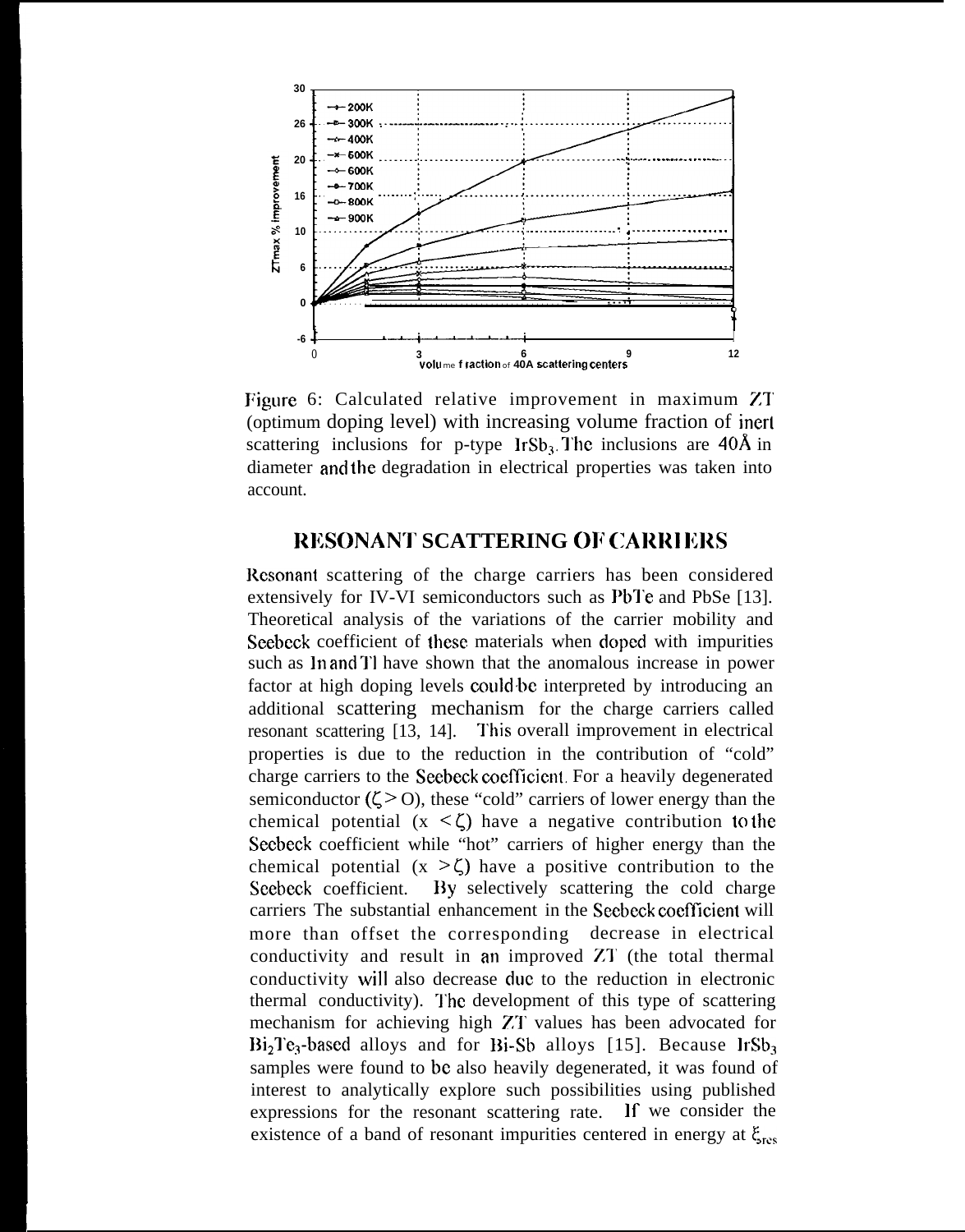Figure 6: Calculated relative improvement in maximum $ZT$ (optimum doping level) with increasing volume fraction of inert scattering inclusions for p-type $IrSb_3$. The inclusions are 40Å in diameter and the degradation in electrical properties was taken into account.

## RESONANT SCATTERING OF CARRIERS

Resonant scattering of the charge carriers has been considered extensively for IV-VI semiconductors such as PbTe and PbSe [13]. Theoretical analysis of the variations of the carrier mobility and Seebeck coefficient of these materials when doped with impurities such as In and Tl have shown that the anomalous increase in power factor at high doping levels could be interpreted by introducing an additional scattering mechanism for the charge carriers called resonant scattering [13, 14]. This overall improvement in electrical properties is due to the reduction in the contribution of "cold" charge carriers to the Seebeck coefficient. For a heavily degenerated semiconductor ($\zeta > 0$), these "cold" carriers of lower energy than the chemical potential ($x < \zeta$) have a negative contribution to the Seebeck coefficient while "hot" carriers of higher energy than the chemical potential ($x > \zeta$) have a positive contribution to the Seebeck coefficient. By selectively scattering the cold charge carriers The substantial enhancement in the Seebeck coefficient will more than offset the corresponding decrease in electrical conductivity and result in an improved $ZT$ (the total thermal conductivity will also decrease due to the reduction in electronic thermal conductivity). The development of this type of scattering mechanism for achieving high $ZT$ values has been advocated for $Bi_2Te_3$-based alloys and for Bi-Sb alloys [15]. Because $IrSb_3$ samples were found to be also heavily degenerated, it was found of interest to analytically explore such possibilities using published expressions for the resonant scattering rate. If we consider the existence of a band of resonant impurities centered in energy at $\xi_{res}$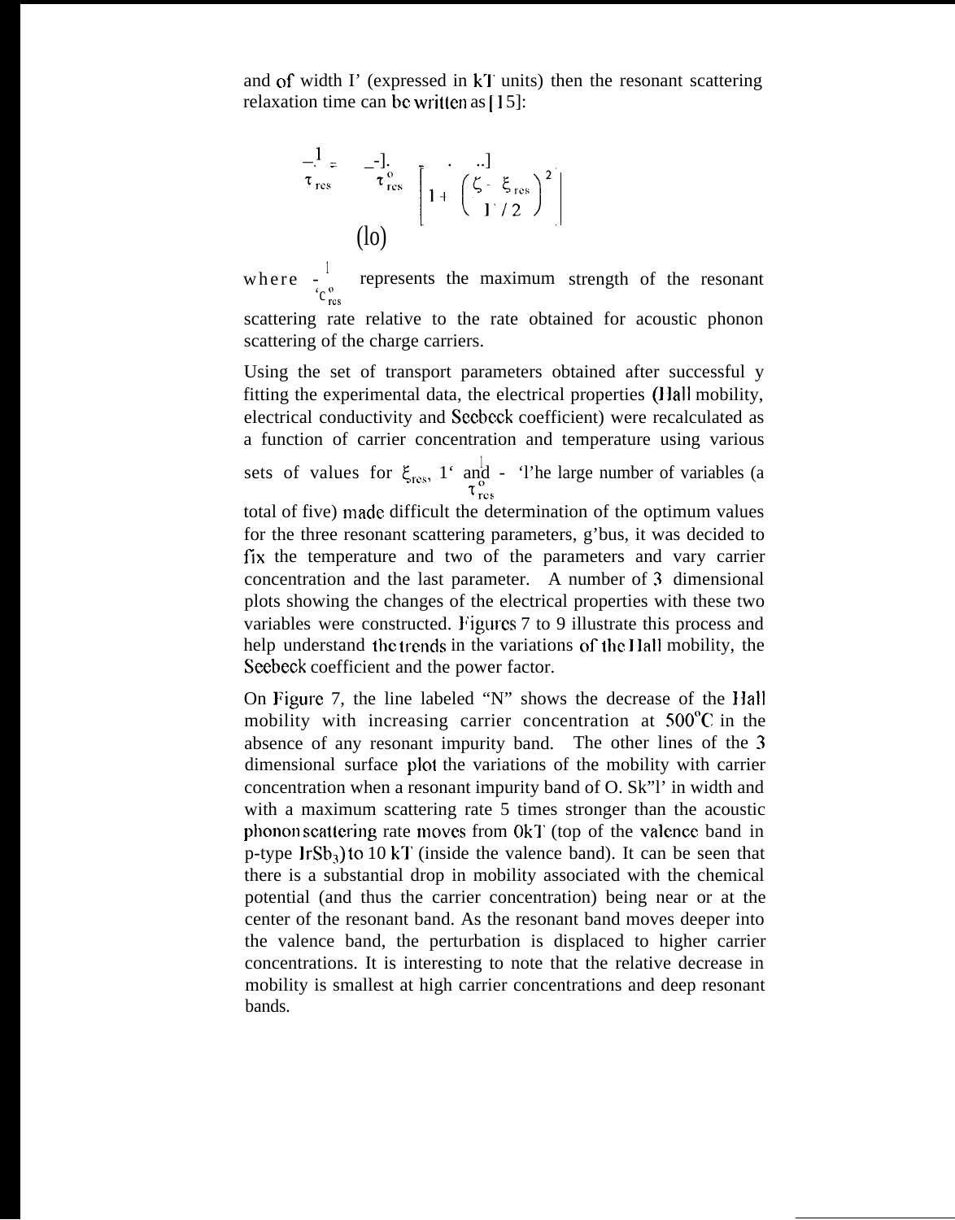and of width Γ (expressed in kT units) then the resonant scattering relaxation time can be written as [15]:

$$\frac{1}{\tau_{res}} = \frac{1}{\tau_{res}^{o}} \left[ \frac{1}{1 + \left( \frac{\zeta - \xi_{res}}{\Gamma / 2} \right)^2} \right] \quad (10)$$

where $\frac{1}{\tau_{res}^{o}}$ represents the maximum strength of the resonant scattering rate relative to the rate obtained for acoustic phonon scattering of the charge carriers.

Using the set of transport parameters obtained after successfully fitting the experimental data, the electrical properties (Hall mobility, electrical conductivity and Seebeck coefficient) were recalculated as a function of carrier concentration and temperature using various sets of values for $\xi_{res}$, Γ and $\frac{1}{\tau_{res}^{o}}$. The large number of variables (a total of five) made difficult the determination of the optimum values for the three resonant scattering parameters, thus, it was decided to fix the temperature and two of the parameters and vary carrier concentration and the last parameter. A number of 3 dimensional plots showing the changes of the electrical properties with these two variables were constructed. Figures 7 to 9 illustrate this process and help understand the trends in the variations of the Hall mobility, the Seebeck coefficient and the power factor.

On Figure 7, the line labeled "N" shows the decrease of the Hall mobility with increasing carrier concentration at 500°C in the absence of any resonant impurity band. The other lines of the 3 dimensional surface plot the variations of the mobility with carrier concentration when a resonant impurity band of 0.5kT in width and with a maximum scattering rate 5 times stronger than the acoustic phonon scattering rate moves from 0kT (top of the valence band in p-type $IrSb_3$) to 10 kT (inside the valence band). It can be seen that there is a substantial drop in mobility associated with the chemical potential (and thus the carrier concentration) being near or at the center of the resonant band. As the resonant band moves deeper into the valence band, the perturbation is displaced to higher carrier concentrations. It is interesting to note that the relative decrease in mobility is smallest at high carrier concentrations and deep resonant bands.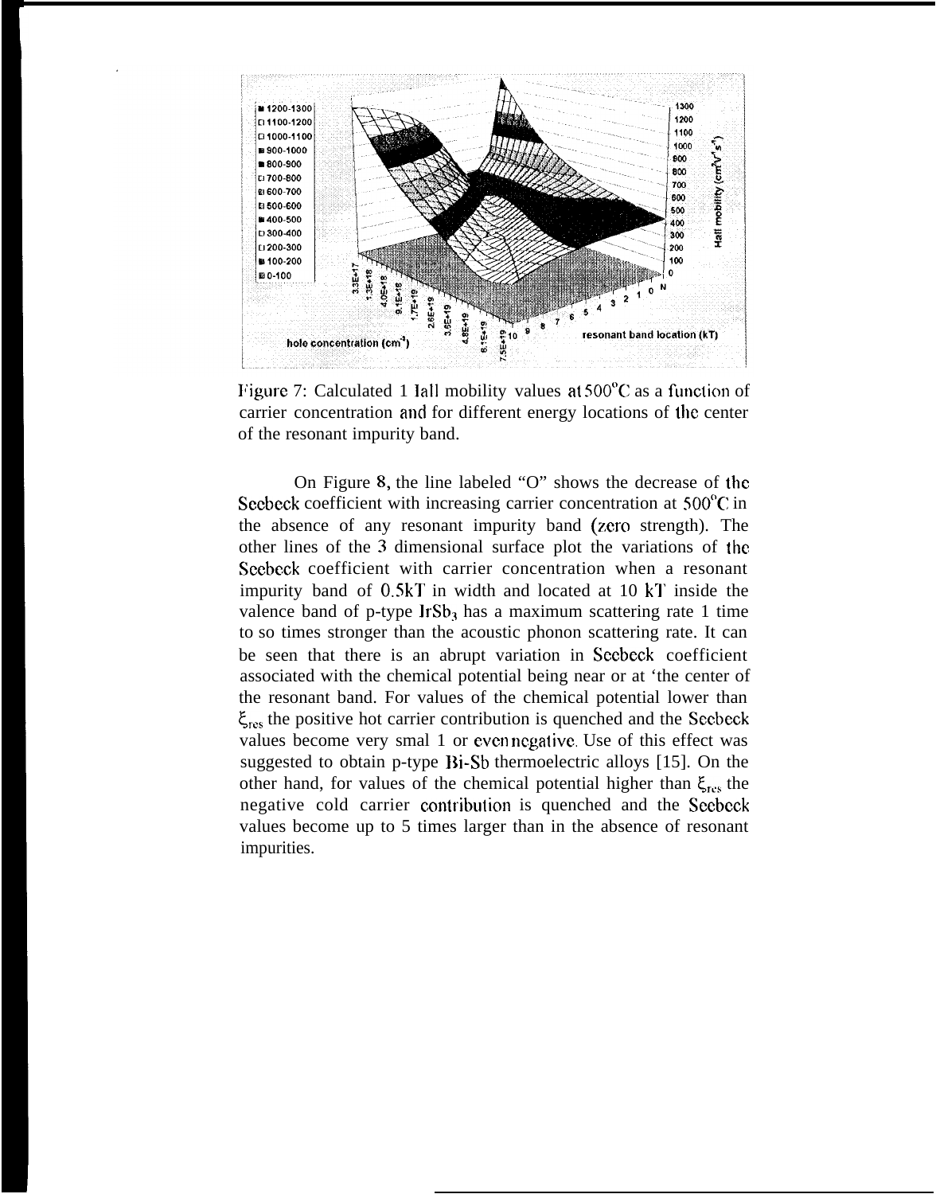Figure 7: Calculated Hall mobility values at 500°C as a function of carrier concentration and for different energy locations of the center of the resonant impurity band.

On Figure 8, the line labeled "O" shows the decrease of the Seebeck coefficient with increasing carrier concentration at 500°C in the absence of any resonant impurity band (zero strength). The other lines of the 3 dimensional surface plot the variations of the Seebeck coefficient with carrier concentration when a resonant impurity band of 0.5kT in width and located at 10 kT inside the valence band of p-type $IrSb_3$ has a maximum scattering rate 1 time to so times stronger than the acoustic phonon scattering rate. It can be seen that there is an abrupt variation in Seebeck coefficient associated with the chemical potential being near or at 'the center of the resonant band. For values of the chemical potential lower than $\xi_{res}$ the positive hot carrier contribution is quenched and the Seebeck values become very smal 1 or even negative. Use of this effect was suggested to obtain p-type Bi-Sb thermoelectric alloys [15]. On the other hand, for values of the chemical potential higher than $\xi_{res}$ the negative cold carrier contribution is quenched and the Seebeck values become up to 5 times larger than in the absence of resonant impurities.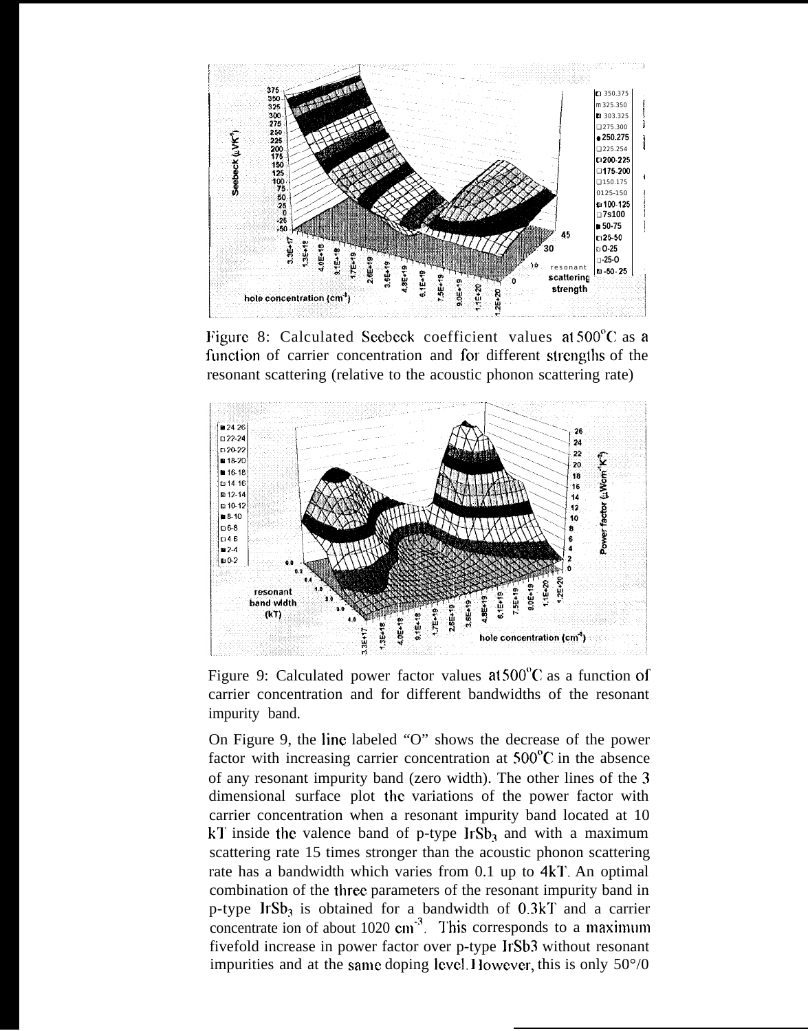Figure 8: Calculated Seebeck coefficient values at 500°C as a function of carrier concentration and for different strengths of the resonant scattering (relative to the acoustic phonon scattering rate)

Figure 9: Calculated power factor values at 500°C as a function of carrier concentration and for different bandwidths of the resonant impurity band.

On Figure 9, the line labeled "O" shows the decrease of the power factor with increasing carrier concentration at 500°C in the absence of any resonant impurity band (zero width). The other lines of the 3 dimensional surface plot the variations of the power factor with carrier concentration when a resonant impurity band located at 10 kT inside the valence band of p-type $IrSb_3$ and with a maximum scattering rate 15 times stronger than the acoustic phonon scattering rate has a bandwidth which varies from 0.1 up to 4kT. An optimal combination of the three parameters of the resonant impurity band in p-type $IrSb_3$ is obtained for a bandwidth of 0.3kT and a carrier concentrate ion of about 1020 $cm^{-3}$. This corresponds to a maximum fivefold increase in power factor over p-type IrSb3 without resonant impurities and at the same doping level. However, this is only 50°/0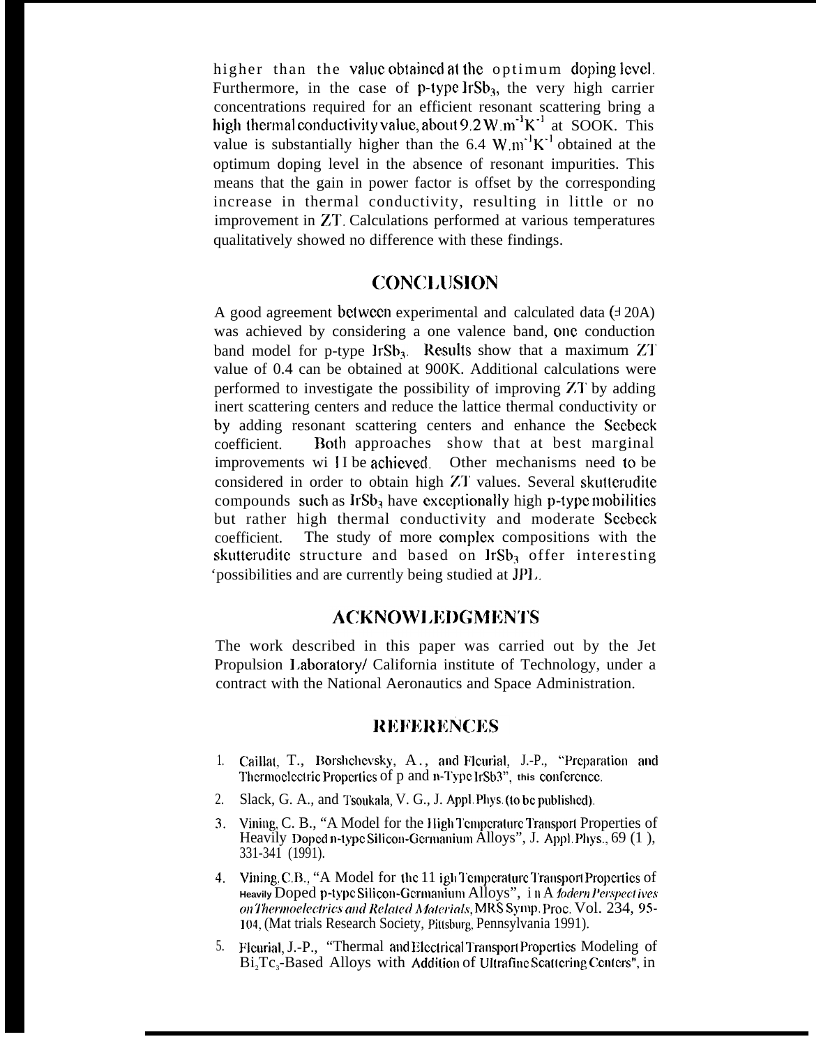higher than the value obtained at the optimum doping level. Furthermore, in the case of p-type $IrSb_3$, the very high carrier concentrations required for an efficient resonant scattering bring a high thermal conductivity value, about 9.2 $W.m^{-1}K^{-1}$ at SOOK. This value is substantially higher than the 6.4 $W.m^{-1}K^{-1}$ obtained at the optimum doping level in the absence of resonant impurities. This means that the gain in power factor is offset by the corresponding increase in thermal conductivity, resulting in little or no improvement in ZT. Calculations performed at various temperatures qualitatively showed no difference with these findings.

## CONCLUSION

A good agreement between experimental and calculated data (ⅎ 20A) was achieved by considering a one valence band, one conduction band model for p-type $IrSb_3$. Results show that a maximum ZT value of 0.4 can be obtained at 900K. Additional calculations were performed to investigate the possibility of improving ZT by adding inert scattering centers and reduce the lattice thermal conductivity or by adding resonant scattering centers and enhance the Seebeck coefficient. Both approaches show that at best marginal improvements wi ll be achieved. Other mechanisms need to be considered in order to obtain high ZT values. Several skutterudite compounds such as $IrSb_3$ have exceptionally high p-type mobilities but rather high thermal conductivity and moderate Seebeck coefficient. The study of more complex compositions with the skutterudite structure and based on $IrSb_3$ offer interesting 'possibilities and are currently being studied at JPL.

## ACKNOWLEDGMENTS

The work described in this paper was carried out by the Jet Propulsion Laboratory/ California institute of Technology, under a contract with the National Aeronautics and Space Administration.

## REFERENCES

1. Caillat, T., Borshchevsky, A., and Fleurial, J.-P., "Preparation and Thermoelectric Properties of p and n-Type IrSb3", this conference.
2. Slack, G. A., and Tsoukala, V. G., J. Appl. Phys. (to be published).
3. Vining, C. B., "A Model for the High Temperature Transport Properties of Heavily Doped n-type Silicon-Germanium Alloys", J. Appl. Phys., 69 (1 ), 331-341 (1991).
4. Vining, C.B., "A Model for the 11 igh Temperature Transport Properties of Heavily Doped p-type Silicon-Germanium Alloys", in *Modern Perspectives on Thermoelectrics and Related Materials*, MRS Symp. Proc. Vol. 234, 95-104, (Mat trials Research Society, Pittsburg, Pennsylvania 1991).
5. Fleurial, J.-P., "Thermal and Electrical Transport Properties Modeling of $Bi_2Te_3$-Based Alloys with Addition of Ultrafine Scattering Centers", in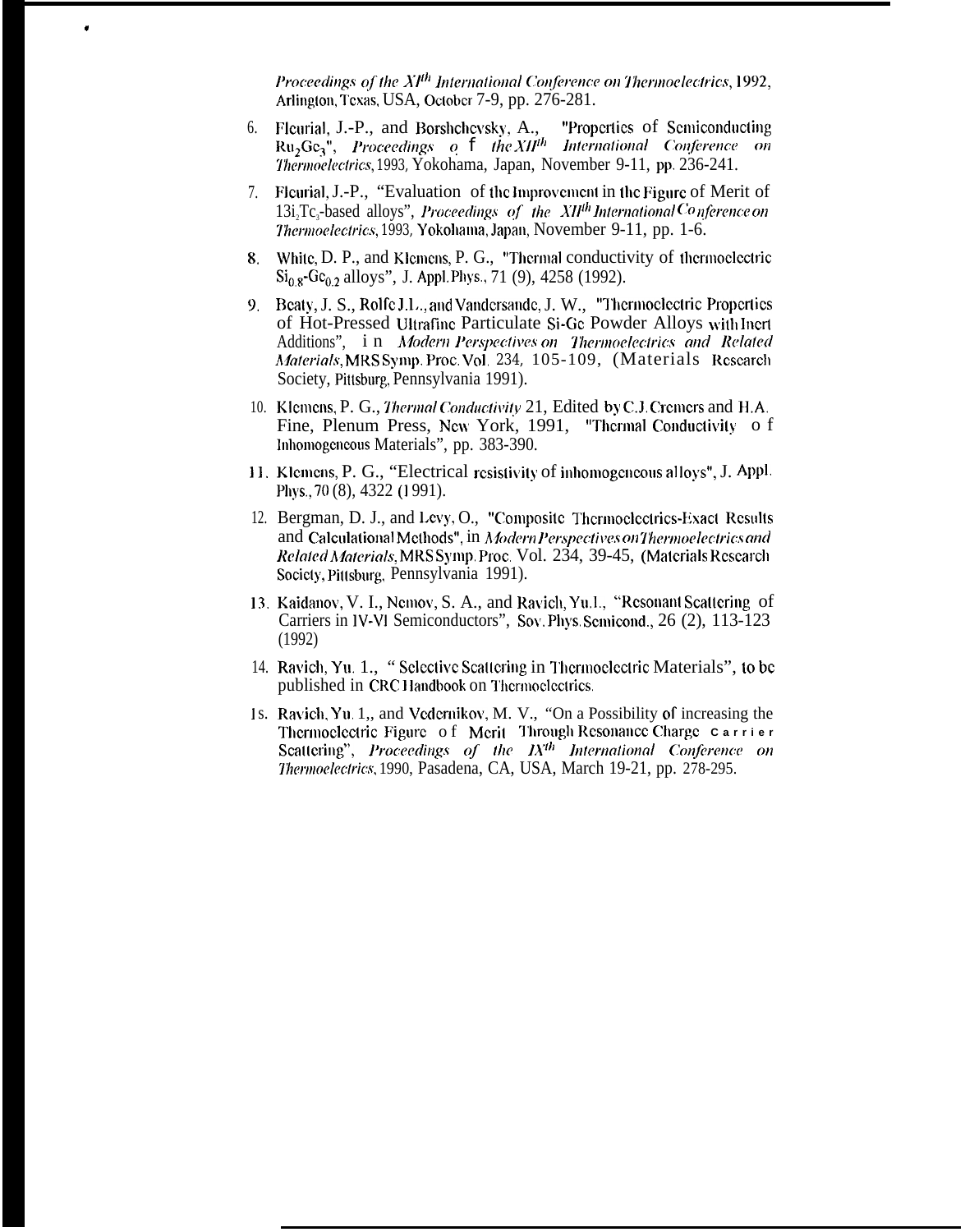*Proceedings of the XI[th] International Conference on Thermoelectrics*, 1992, Arlington, Texas, USA, October 7-9, pp. 276-281.

6. Fleurial, J.-P., and Borshchevsky, A., "Properties of Semiconducting $Ru_2Ge_3$", *Proceedings of the XII[th] International Conference on Thermoelectrics*, 1993, Yokohama, Japan, November 9-11, pp. 236-241.

7. Fleurial, J.-P., "Evaluation of the Improvement in the Figure of Merit of $Bi_2Te_3$-based alloys", *Proceedings of the XII[th] International Conference on Thermoelectrics*, 1993, Yokohama, Japan, November 9-11, pp. 1-6.

8. White, D. P., and Klemens, P. G., "Thermal conductivity of thermoelectric $Si_{0.8}$-$Ge_{0.2}$ alloys", J. Appl. Phys., 71 (9), 4258 (1992).

9. Beaty, J. S., Rolfe J.L., and Vandersande, J. W., "Thermoelectric Properties of Hot-Pressed Ultrafine Particulate Si-Ge Powder Alloys with Inert Additions", in *Modern Perspectives on Thermoelectrics and Related Materials*, MRS Symp. Proc. Vol. 234, 105-109, (Materials Research Society, Pittsburg, Pennsylvania 1991).

10. Klemens, P. G., *Thermal Conductivity* 21, Edited by C.J. Cremers and H.A. Fine, Plenum Press, New York, 1991, "Thermal Conductivity of Inhomogeneous Materials", pp. 383-390.

11. Klemens, P. G., "Electrical resistivity of inhomogeneous alloys", J. Appl. Phys., 70 (8), 4322 (1991).

12. Bergman, D. J., and Levy, O., "Composite Thermoelectrics-Exact Results and Calculational Methods", in *Modern Perspectives on Thermoelectrics and Related Materials*, MRS Symp. Proc. Vol. 234, 39-45, (Materials Research Society, Pittsburg, Pennsylvania 1991).

13. Kaidanov, V. I., Nemov, S. A., and Ravich, Yu.I., "Resonant Scattering of Carriers in IV-VI Semiconductors", Sov. Phys. Semicond., 26 (2), 113-123 (1992)

14. Ravich, Yu. I., " Selective Scattering in Thermoelectric Materials", to be published in CRC Handbook on Thermoelectrics.

15. Ravich, Yu. I., and Vedernikov, M. V., "On a Possibility of increasing the Thermoelectric Figure of Merit Through Resonance Charge Carrier Scattering", *Proceedings of the IX[th] International Conference on Thermoelectrics*, 1990, Pasadena, CA, USA, March 19-21, pp. 278-295.